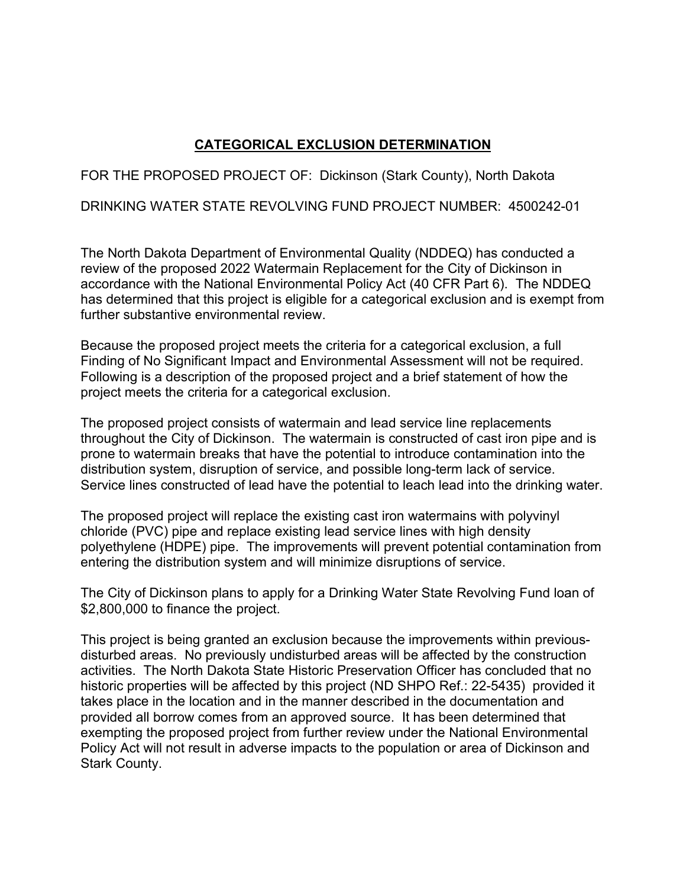# **CATEGORICAL EXCLUSION DETERMINATION**

FOR THE PROPOSED PROJECT OF: Dickinson (Stark County), North Dakota

DRINKING WATER STATE REVOLVING FUND PROJECT NUMBER: 4500242-01

The North Dakota Department of Environmental Quality (NDDEQ) has conducted a review of the proposed 2022 Watermain Replacement for the City of Dickinson in accordance with the National Environmental Policy Act (40 CFR Part 6). The NDDEQ has determined that this project is eligible for a categorical exclusion and is exempt from further substantive environmental review.

Because the proposed project meets the criteria for a categorical exclusion, a full Finding of No Significant Impact and Environmental Assessment will not be required. Following is a description of the proposed project and a brief statement of how the project meets the criteria for a categorical exclusion.

The proposed project consists of watermain and lead service line replacements throughout the City of Dickinson. The watermain is constructed of cast iron pipe and is prone to watermain breaks that have the potential to introduce contamination into the distribution system, disruption of service, and possible long-term lack of service. Service lines constructed of lead have the potential to leach lead into the drinking water.

The proposed project will replace the existing cast iron watermains with polyvinyl chloride (PVC) pipe and replace existing lead service lines with high density polyethylene (HDPE) pipe. The improvements will prevent potential contamination from entering the distribution system and will minimize disruptions of service.

The City of Dickinson plans to apply for a Drinking Water State Revolving Fund loan of $2,800,000 to finance the project.

This project is being granted an exclusion because the improvements within previous-disturbed areas. No previously undisturbed areas will be affected by the construction activities. The North Dakota State Historic Preservation Officer has concluded that no historic properties will be affected by this project (ND SHPO Ref.: 22-5435) provided it takes place in the location and in the manner described in the documentation and provided all borrow comes from an approved source. It has been determined that exempting the proposed project from further review under the National Environmental Policy Act will not result in adverse impacts to the population or area of Dickinson and Stark County.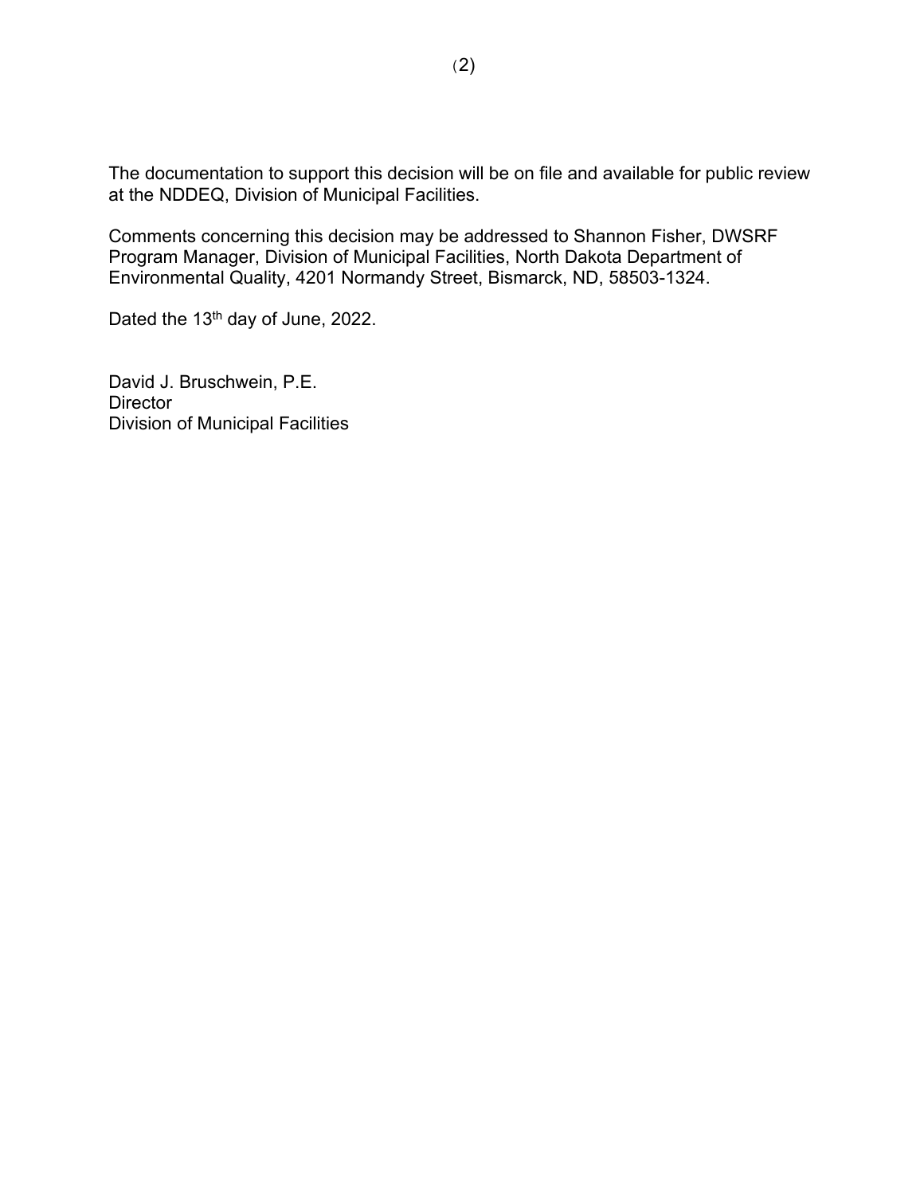The documentation to support this decision will be on file and available for public review at the NDDEQ, Division of Municipal Facilities.

Comments concerning this decision may be addressed to Shannon Fisher, DWSRF Program Manager, Division of Municipal Facilities, North Dakota Department of Environmental Quality, 4201 Normandy Street, Bismarck, ND, 58503-1324.

Dated the 13th day of June, 2022.

David J. Bruschwein, P.E.
Director
Division of Municipal Facilities